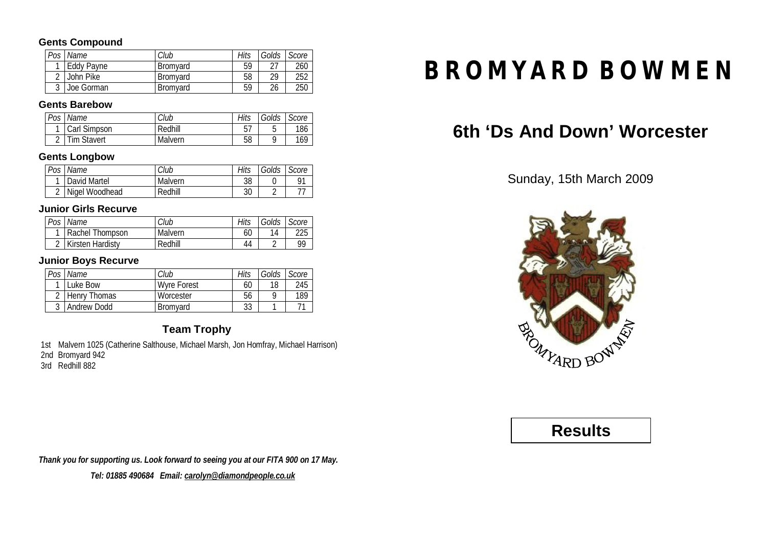#### Gents Compound

| Pos | Name | Club | Hits | Golds | Score |
|---|---|---|---|---|---|
| 1 | Eddy Payne | Bromyard | 59 | 27 | 260 |
| 2 | John Pike | Bromyard | 58 | 29 | 252 |
| 3 | Joe Gorman | Bromyard | 59 | 26 | 250 |

#### Gents Barebow

| Pos | Name | Club | Hits | Golds | Score |
|---|---|---|---|---|---|
| 1 | Carl Simpson | Redhill | 57 | 5 | 186 |
| 2 | Tim Stavert | Malvern | 58 | 9 | 169 |

#### Gents Longbow

| Pos | Name | Club | Hits | Golds | Score |
|---|---|---|---|---|---|
| 1 | David Martel | Malvern | 38 | 0 | 91 |
| 2 | Nigel Woodhead | Redhill | 30 | 2 | 77 |

#### Junior Girls Recurve

| Pos | Name | Club | Hits | Golds | Score |
|---|---|---|---|---|---|
| 1 | Rachel Thompson | Malvern | 60 | 14 | 225 |
| 2 | Kirsten Hardisty | Redhill | 44 | 2 | 99 |

#### Junior Boys Recurve

| Pos | Name | Club | Hits | Golds | Score |
|---|---|---|---|---|---|
| 1 | Luke Bow | Wyre Forest | 60 | 18 | 245 |
| 2 | Henry Thomas | Worcester | 56 | 9 | 189 |
| 3 | Andrew Dodd | Bromyard | 33 | 1 | 71 |

### Team Trophy

1st Malvern 1025 (Catherine Salthouse, Michael Marsh, Jon Homfray, Michael Harrison)
2nd Bromyard 942
3rd Redhill 882

***Thank you for supporting us. Look forward to seeing you at our FITA 900 on 17 May.***

***Tel: 01885 490684 Email: carolyn@diamondpeople.co.uk***

# BROMYARD BOWMEN

## 6th 'Ds And Down' Worcester

Sunday, 15th March 2009

BROMYARD BOWMEN

## Results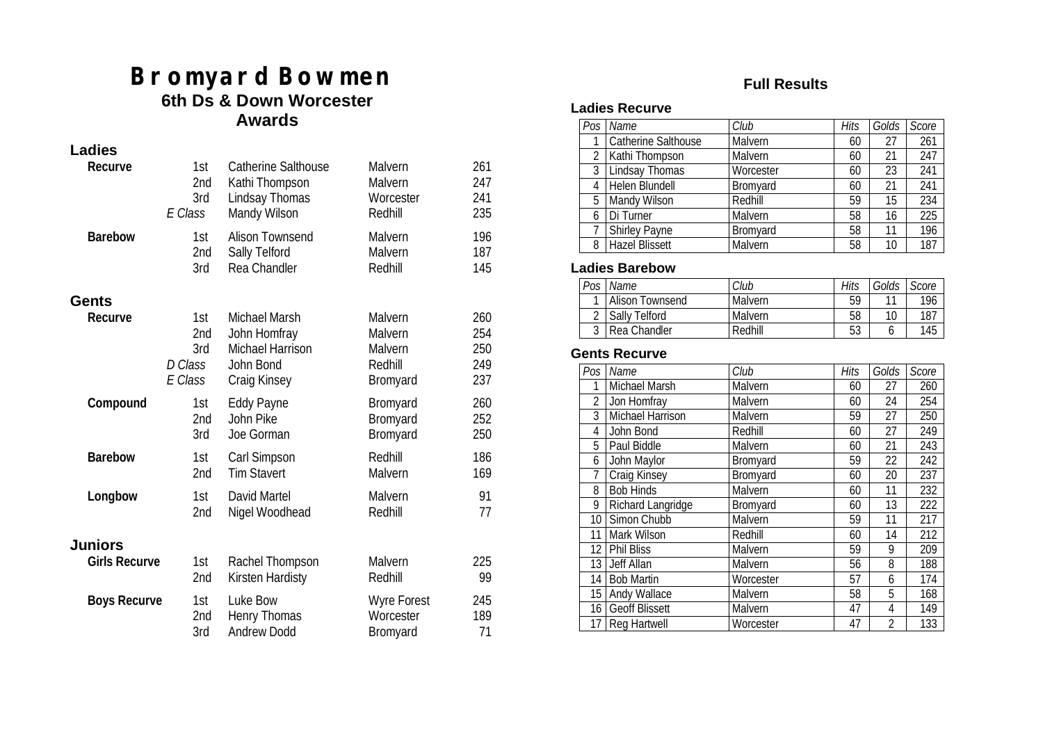# Bromyard Bowmen

## 6th Ds & Down Worcester

## Awards

### Ladies

| | | | | |
|---|---|---|---|---|
| **Recurve** | 1st | Catherine Salthouse | Malvern | 261 |
| | 2nd | Kathi Thompson | Malvern | 247 |
| | 3rd | Lindsay Thomas | Worcester | 241 |
| | *E Class* | Mandy Wilson | Redhill | 235 |
| **Barebow** | 1st | Alison Townsend | Malvern | 196 |
| | 2nd | Sally Telford | Malvern | 187 |
| | 3rd | Rea Chandler | Redhill | 145 |

### Gents

| | | | | |
|---|---|---|---|---|
| **Recurve** | 1st | Michael Marsh | Malvern | 260 |
| | 2nd | John Homfray | Malvern | 254 |
| | 3rd | Michael Harrison | Malvern | 250 |
| | *D Class* | John Bond | Redhill | 249 |
| | *E Class* | Craig Kinsey | Bromyard | 237 |
| **Compound** | 1st | Eddy Payne | Bromyard | 260 |
| | 2nd | John Pike | Bromyard | 252 |
| | 3rd | Joe Gorman | Bromyard | 250 |
| **Barebow** | 1st | Carl Simpson | Redhill | 186 |
| | 2nd | Tim Stavert | Malvern | 169 |
| **Longbow** | 1st | David Martel | Malvern | 91 |
| | 2nd | Nigel Woodhead | Redhill | 77 |

### Juniors

| | | | | |
|---|---|---|---|---|
| **Girls Recurve** | 1st | Rachel Thompson | Malvern | 225 |
| | 2nd | Kirsten Hardisty | Redhill | 99 |
| **Boys Recurve** | 1st | Luke Bow | Wyre Forest | 245 |
| | 2nd | Henry Thomas | Worcester | 189 |
| | 3rd | Andrew Dodd | Bromyard | 71 |

## Full Results

### Ladies Recurve

| *Pos* | *Name* | *Club* | *Hits* | *Golds* | *Score* |
|---|---|---|---|---|---|
| 1 | Catherine Salthouse | Malvern | 60 | 27 | 261 |
| 2 | Kathi Thompson | Malvern | 60 | 21 | 247 |
| 3 | Lindsay Thomas | Worcester | 60 | 23 | 241 |
| 4 | Helen Blundell | Bromyard | 60 | 21 | 241 |
| 5 | Mandy Wilson | Redhill | 59 | 15 | 234 |
| 6 | Di Turner | Malvern | 58 | 16 | 225 |
| 7 | Shirley Payne | Bromyard | 58 | 11 | 196 |
| 8 | Hazel Blissett | Malvern | 58 | 10 | 187 |

### Ladies Barebow

| *Pos* | *Name* | *Club* | *Hits* | *Golds* | *Score* |
|---|---|---|---|---|---|
| 1 | Alison Townsend | Malvern | 59 | 11 | 196 |
| 2 | Sally Telford | Malvern | 58 | 10 | 187 |
| 3 | Rea Chandler | Redhill | 53 | 6 | 145 |

### Gents Recurve

| *Pos* | *Name* | *Club* | *Hits* | *Golds* | *Score* |
|---|---|---|---|---|---|
| 1 | Michael Marsh | Malvern | 60 | 27 | 260 |
| 2 | Jon Homfray | Malvern | 60 | 24 | 254 |
| 3 | Michael Harrison | Malvern | 59 | 27 | 250 |
| 4 | John Bond | Redhill | 60 | 27 | 249 |
| 5 | Paul Biddle | Malvern | 60 | 21 | 243 |
| 6 | John Maylor | Bromyard | 59 | 22 | 242 |
| 7 | Craig Kinsey | Bromyard | 60 | 20 | 237 |
| 8 | Bob Hinds | Malvern | 60 | 11 | 232 |
| 9 | Richard Langridge | Bromyard | 60 | 13 | 222 |
| 10 | Simon Chubb | Malvern | 59 | 11 | 217 |
| 11 | Mark Wilson | Redhill | 60 | 14 | 212 |
| 12 | Phil Bliss | Malvern | 59 | 9 | 209 |
| 13 | Jeff Allan | Malvern | 56 | 8 | 188 |
| 14 | Bob Martin | Worcester | 57 | 6 | 174 |
| 15 | Andy Wallace | Malvern | 58 | 5 | 168 |
| 16 | Geoff Blissett | Malvern | 47 | 4 | 149 |
| 17 | Reg Hartwell | Worcester | 47 | 2 | 133 |